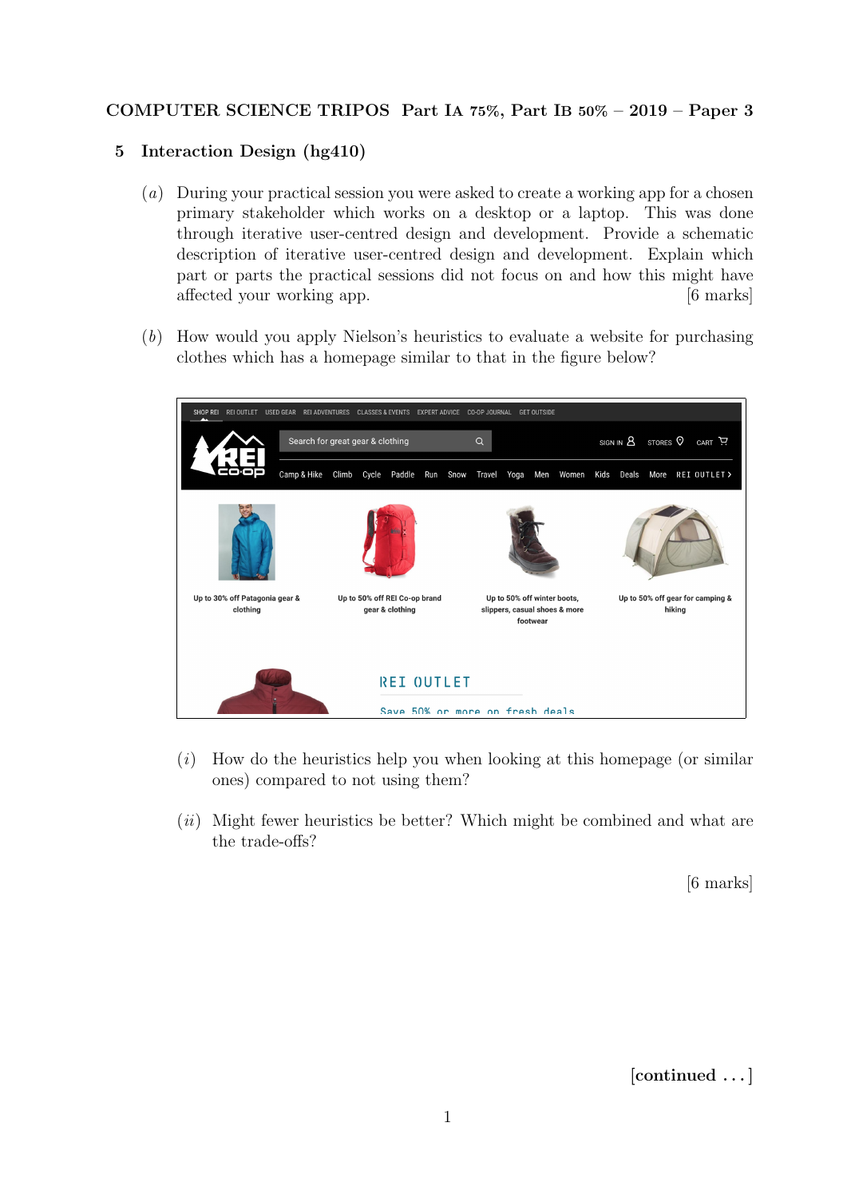## 5 Interaction Design (hg410)

(*a*) During your practical session you were asked to create a working app for a chosen primary stakeholder which works on a desktop or a laptop. This was done through iterative user-centred design and development. Provide a schematic description of iterative user-centred design and development. Explain which part or parts the practical sessions did not focus on and how this might have affected your working app. [6 marks]

(*b*) How would you apply Nielson's heuristics to evaluate a website for purchasing clothes which has a homepage similar to that in the figure below?

(*i*) How do the heuristics help you when looking at this homepage (or similar ones) compared to not using them?

(*ii*) Might fewer heuristics be better? Which might be combined and what are the trade-offs?

[6 marks]

[continued . . . ]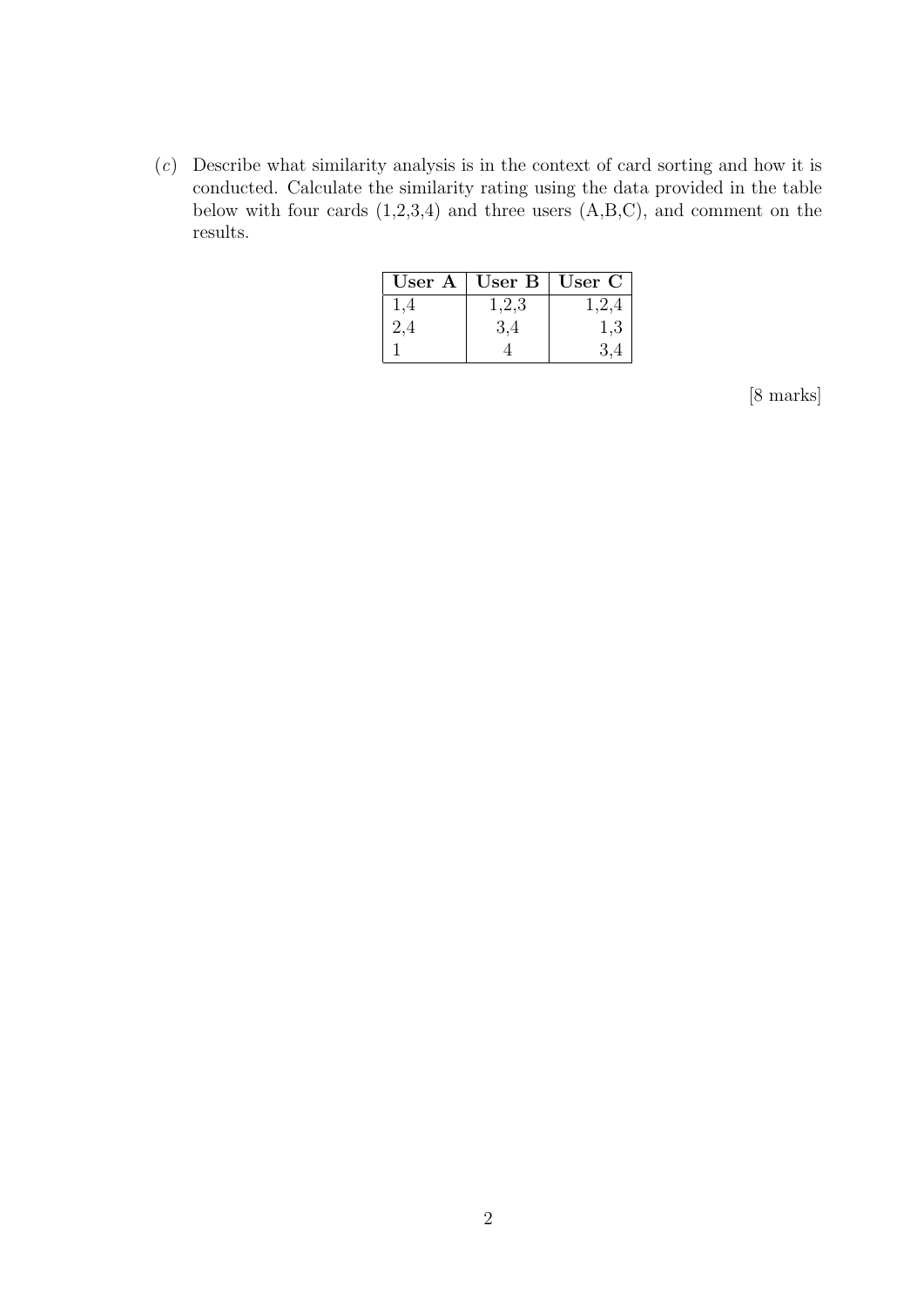(*c*) Describe what similarity analysis is in the context of card sorting and how it is conducted. Calculate the similarity rating using the data provided in the table below with four cards (1,2,3,4) and three users (A,B,C), and comment on the results.

| User A | User B | User C |
|---|---|---|
| 1,4 | 1,2,3 | 1,2,4 |
| 2,4 | 3,4 | 1,3 |
| 1 | 4 | 3,4 |

[8 marks]